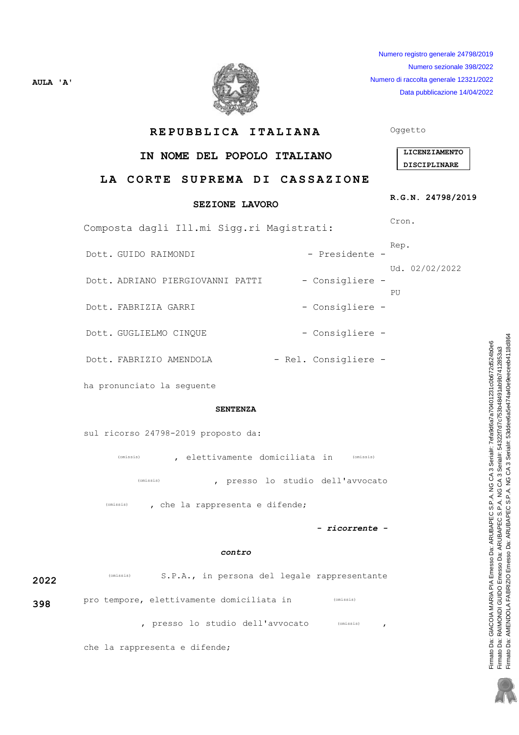Numero registro generale 24798/2019
Numero sezionale 398/2022
Numero di raccolta generale 12321/2022
Data pubblicazione 14/04/2022

AULA 'A'

# REPUBBLICA ITALIANA

## IN NOME DEL POPOLO ITALIANO

## LA CORTE SUPREMA DI CASSAZIONE

### SEZIONE LAVORO

Oggetto

**LICENZIAMENTO DISCIPLINARE**

**R.G.N. 24798/2019**

Cron.

Rep.

Ud. 02/02/2022

PU

Composta dagli Ill.mi Sigg.ri Magistrati:

Dott. GUIDO RAIMONDI - Presidente -

Dott. ADRIANO PIERGIOVANNI PATTI - Consigliere -

Dott. FABRIZIA GARRI - Consigliere -

Dott. GUGLIELMO CINQUE - Consigliere -

Dott. FABRIZIO AMENDOLA - Rel. Consigliere -

ha pronunciato la seguente

**SENTENZA**

sul ricorso 24798-2019 proposto da:

(omissis), elettivamente domiciliata in (omissis) (omissis), presso lo studio dell'avvocato (omissis), che la rappresenta e difende;

***- ricorrente -***

***contro***

2022

398

(omissis) S.P.A., in persona del legale rappresentante pro tempore, elettivamente domiciliata in (omissis), presso lo studio dell'avvocato (omissis), che la rappresenta e difende;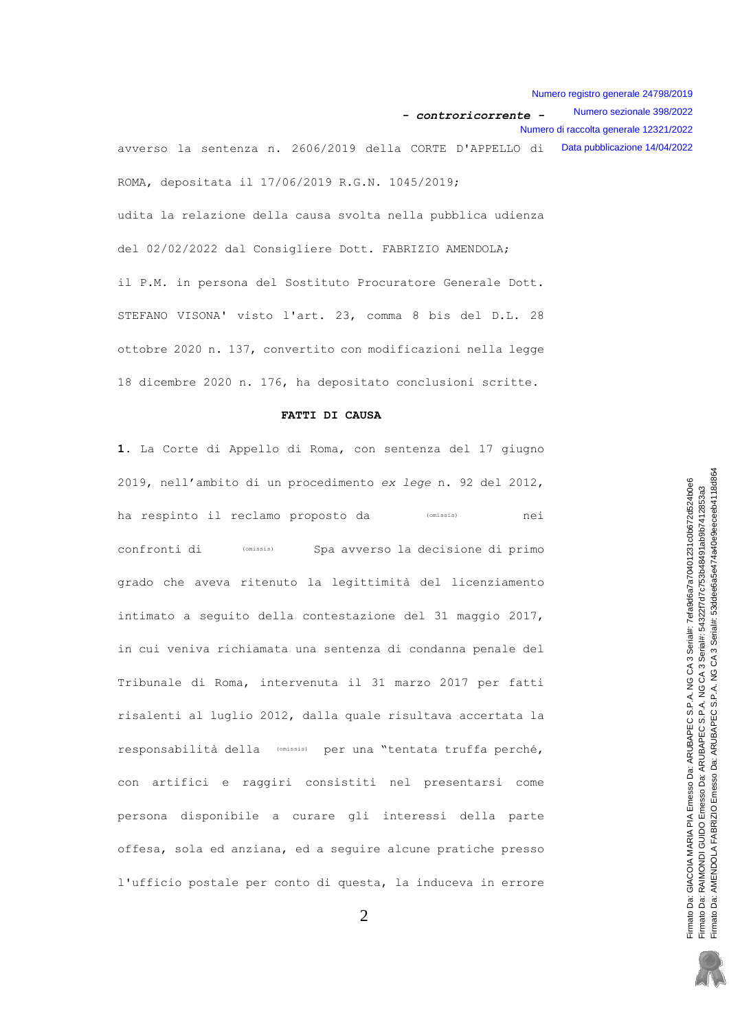**- controricorrente -**

avverso la sentenza n. 2606/2019 della CORTE D'APPELLO di ROMA, depositata il 17/06/2019 R.G.N. 1045/2019;

udita la relazione della causa svolta nella pubblica udienza del 02/02/2022 dal Consigliere Dott. FABRIZIO AMENDOLA;

il P.M. in persona del Sostituto Procuratore Generale Dott. STEFANO VISONA' visto l'art. 23, comma 8 bis del D.L. 28 ottobre 2020 n. 137, convertito con modificazioni nella legge 18 dicembre 2020 n. 176, ha depositato conclusioni scritte.

**FATTI DI CAUSA**

**1.** La Corte di Appello di Roma, con sentenza del 17 giugno 2019, nell'ambito di un procedimento *ex lege* n. 92 del 2012, ha respinto il reclamo proposto da (omissis) nei confronti di (omissis) Spa avverso la decisione di primo grado che aveva ritenuto la legittimità del licenziamento intimato a seguito della contestazione del 31 maggio 2017, in cui veniva richiamata una sentenza di condanna penale del Tribunale di Roma, intervenuta il 31 marzo 2017 per fatti risalenti al luglio 2012, dalla quale risultava accertata la responsabilità della (omissis) per una "tentata truffa perché, con artifici e raggiri consistiti nel presentarsi come persona disponibile a curare gli interessi della parte offesa, sola ed anziana, ed a seguire alcune pratiche presso l'ufficio postale per conto di questa, la induceva in errore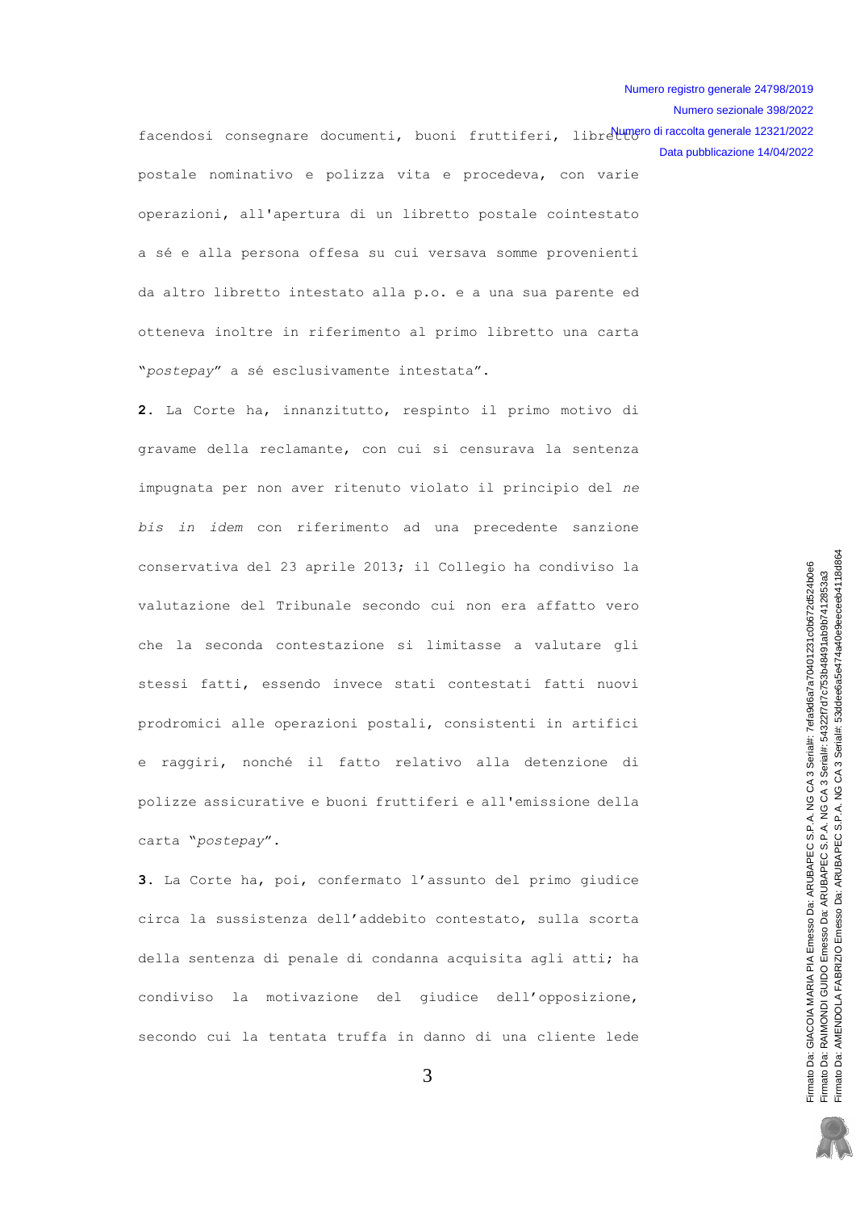facendosi consegnare documenti, buoni fruttiferi, libretto postale nominativo e polizza vita e procedeva, con varie operazioni, all'apertura di un libretto postale cointestato a sé e alla persona offesa su cui versava somme provenienti da altro libretto intestato alla p.o. e a una sua parente ed otteneva inoltre in riferimento al primo libretto una carta "*postepay*" a sé esclusivamente intestata".

**2.** La Corte ha, innanzitutto, respinto il primo motivo di gravame della reclamante, con cui si censurava la sentenza impugnata per non aver ritenuto violato il principio del *ne bis in idem* con riferimento ad una precedente sanzione conservativa del 23 aprile 2013; il Collegio ha condiviso la valutazione del Tribunale secondo cui non era affatto vero che la seconda contestazione si limitasse a valutare gli stessi fatti, essendo invece stati contestati fatti nuovi prodromici alle operazioni postali, consistenti in artifici e raggiri, nonché il fatto relativo alla detenzione di polizze assicurative e buoni fruttiferi e all'emissione della carta "*postepay*".

**3.** La Corte ha, poi, confermato l'assunto del primo giudice circa la sussistenza dell'addebito contestato, sulla scorta della sentenza di penale di condanna acquisita agli atti; ha condiviso la motivazione del giudice dell'opposizione, secondo cui la tentata truffa in danno di una cliente lede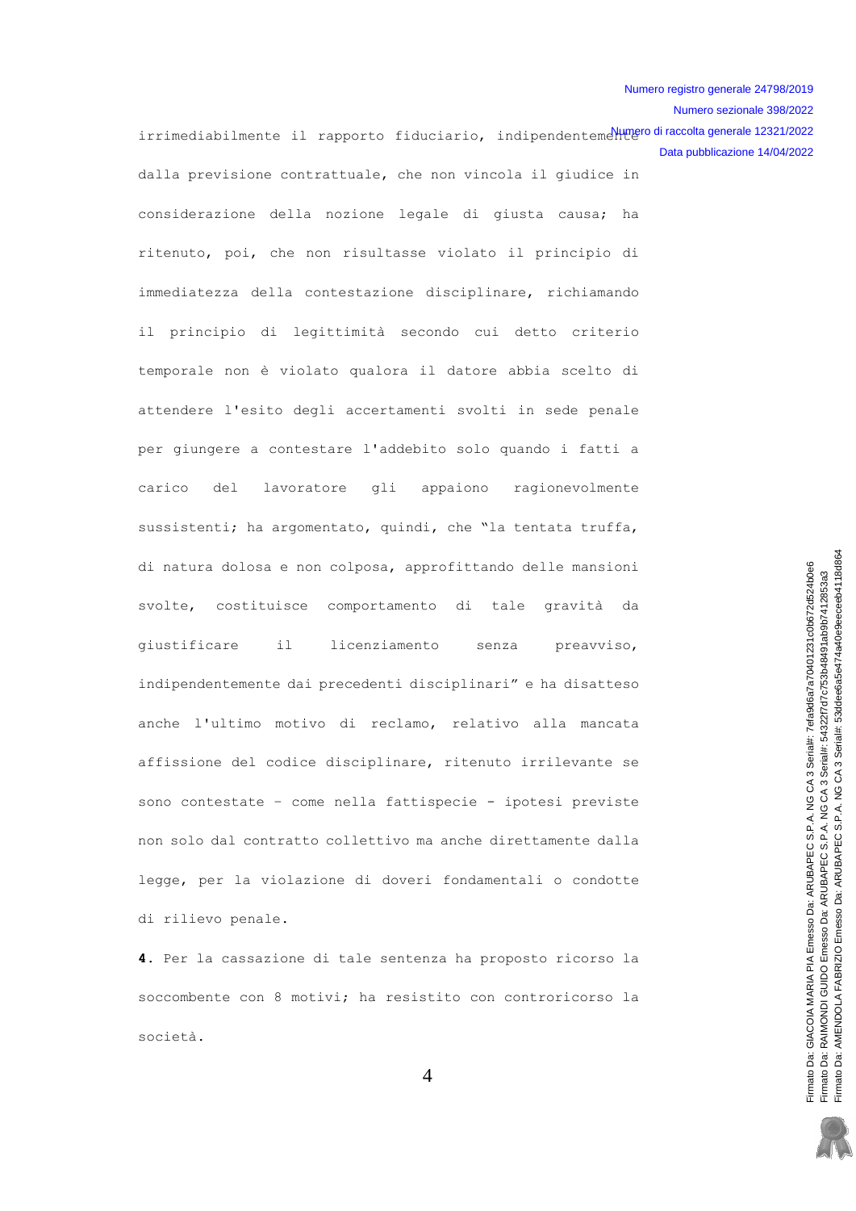irrimediabilmente il rapporto fiduciario, indipendentemente dalla previsione contrattuale, che non vincola il giudice in considerazione della nozione legale di giusta causa; ha ritenuto, poi, che non risultasse violato il principio di immediatezza della contestazione disciplinare, richiamando il principio di legittimità secondo cui detto criterio temporale non è violato qualora il datore abbia scelto di attendere l'esito degli accertamenti svolti in sede penale per giungere a contestare l'addebito solo quando i fatti a carico del lavoratore gli appaiono ragionevolmente sussistenti; ha argomentato, quindi, che "la tentata truffa, di natura dolosa e non colposa, approfittando delle mansioni svolte, costituisce comportamento di tale gravità da giustificare il licenziamento senza preavviso, indipendentemente dai precedenti disciplinari" e ha disatteso anche l'ultimo motivo di reclamo, relativo alla mancata affissione del codice disciplinare, ritenuto irrilevante se sono contestate – come nella fattispecie - ipotesi previste non solo dal contratto collettivo ma anche direttamente dalla legge, per la violazione di doveri fondamentali o condotte di rilievo penale.

**4.** Per la cassazione di tale sentenza ha proposto ricorso la soccombente con 8 motivi; ha resistito con controricorso la società.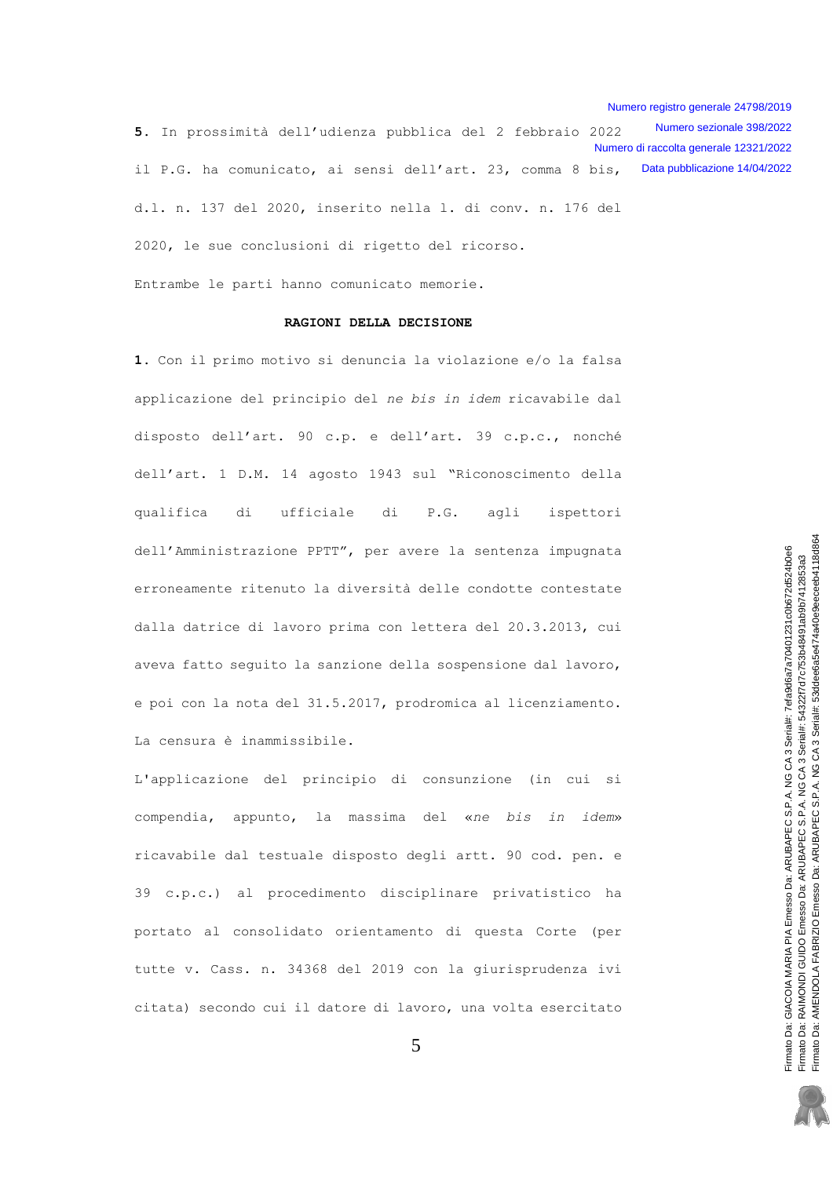**5.** In prossimità dell'udienza pubblica del 2 febbraio 2022 il P.G. ha comunicato, ai sensi dell'art. 23, comma 8 bis, d.l. n. 137 del 2020, inserito nella l. di conv. n. 176 del 2020, le sue conclusioni di rigetto del ricorso.

Entrambe le parti hanno comunicato memorie.

**RAGIONI DELLA DECISIONE**

**1.** Con il primo motivo si denuncia la violazione e/o la falsa applicazione del principio del *ne bis in idem* ricavabile dal disposto dell'art. 90 c.p. e dell'art. 39 c.p.c., nonché dell'art. 1 D.M. 14 agosto 1943 sul "Riconoscimento della qualifica di ufficiale di P.G. agli ispettori dell'Amministrazione PPTT", per avere la sentenza impugnata erroneamente ritenuto la diversità delle condotte contestate dalla datrice di lavoro prima con lettera del 20.3.2013, cui aveva fatto seguito la sanzione della sospensione dal lavoro, e poi con la nota del 31.5.2017, prodromica al licenziamento.

La censura è inammissibile.

L'applicazione del principio di consunzione (in cui si compendia, appunto, la massima del «*ne bis in idem*» ricavabile dal testuale disposto degli artt. 90 cod. pen. e 39 c.p.c.) al procedimento disciplinare privatistico ha portato al consolidato orientamento di questa Corte (per tutte v. Cass. n. 34368 del 2019 con la giurisprudenza ivi citata) secondo cui il datore di lavoro, una volta esercitato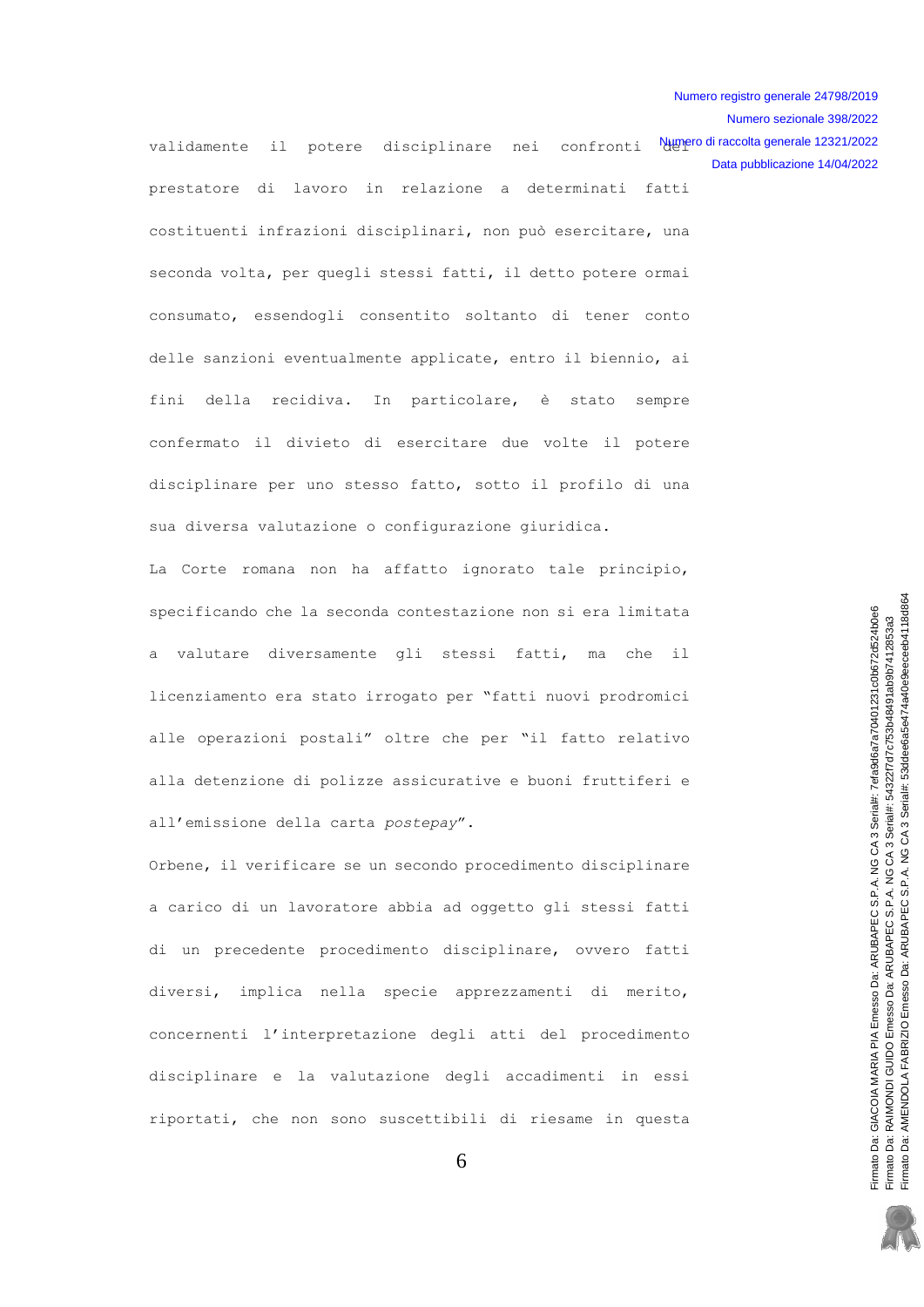validamente il potere disciplinare nei confronti del prestatore di lavoro in relazione a determinati fatti costituenti infrazioni disciplinari, non può esercitare, una seconda volta, per quegli stessi fatti, il detto potere ormai consumato, essendogli consentito soltanto di tener conto delle sanzioni eventualmente applicate, entro il biennio, ai fini della recidiva. In particolare, è stato sempre confermato il divieto di esercitare due volte il potere disciplinare per uno stesso fatto, sotto il profilo di una sua diversa valutazione o configurazione giuridica.

La Corte romana non ha affatto ignorato tale principio, specificando che la seconda contestazione non si era limitata a valutare diversamente gli stessi fatti, ma che il licenziamento era stato irrogato per "fatti nuovi prodromici alle operazioni postali" oltre che per "il fatto relativo alla detenzione di polizze assicurative e buoni fruttiferi e all'emissione della carta *postepay*".

Orbene, il verificare se un secondo procedimento disciplinare a carico di un lavoratore abbia ad oggetto gli stessi fatti di un precedente procedimento disciplinare, ovvero fatti diversi, implica nella specie apprezzamenti di merito, concernenti l'interpretazione degli atti del procedimento disciplinare e la valutazione degli accadimenti in essi riportati, che non sono suscettibili di riesame in questa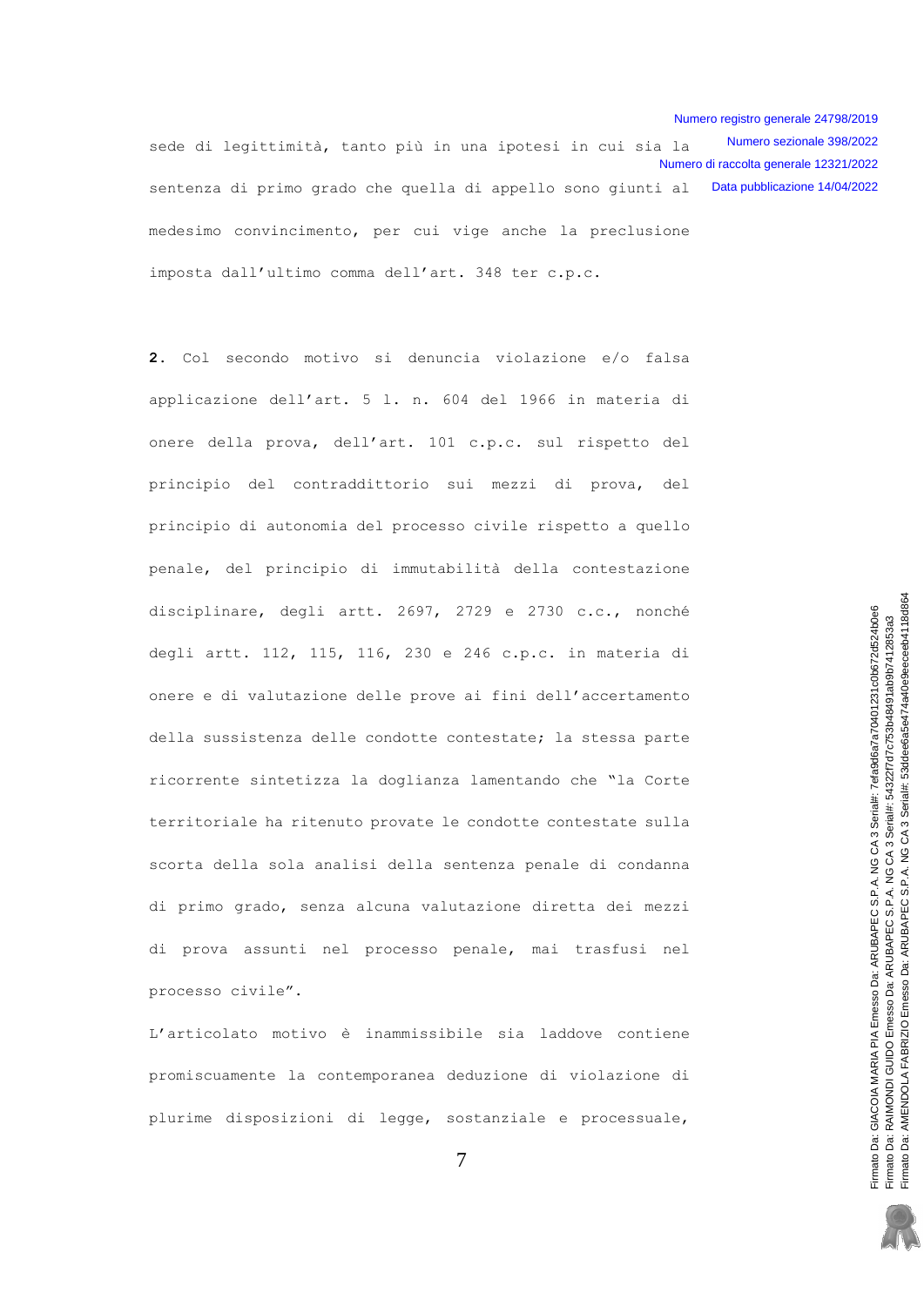sede di legittimità, tanto più in una ipotesi in cui sia la sentenza di primo grado che quella di appello sono giunti al medesimo convincimento, per cui vige anche la preclusione imposta dall'ultimo comma dell'art. 348 ter c.p.c.

**2.** Col secondo motivo si denuncia violazione e/o falsa applicazione dell'art. 5 l. n. 604 del 1966 in materia di onere della prova, dell'art. 101 c.p.c. sul rispetto del principio del contraddittorio sui mezzi di prova, del principio di autonomia del processo civile rispetto a quello penale, del principio di immutabilità della contestazione disciplinare, degli artt. 2697, 2729 e 2730 c.c., nonché degli artt. 112, 115, 116, 230 e 246 c.p.c. in materia di onere e di valutazione delle prove ai fini dell'accertamento della sussistenza delle condotte contestate; la stessa parte ricorrente sintetizza la doglianza lamentando che "la Corte territoriale ha ritenuto provate le condotte contestate sulla scorta della sola analisi della sentenza penale di condanna di primo grado, senza alcuna valutazione diretta dei mezzi di prova assunti nel processo penale, mai trasfusi nel processo civile".

L'articolato motivo è inammissibile sia laddove contiene promiscuamente la contemporanea deduzione di violazione di plurime disposizioni di legge, sostanziale e processuale,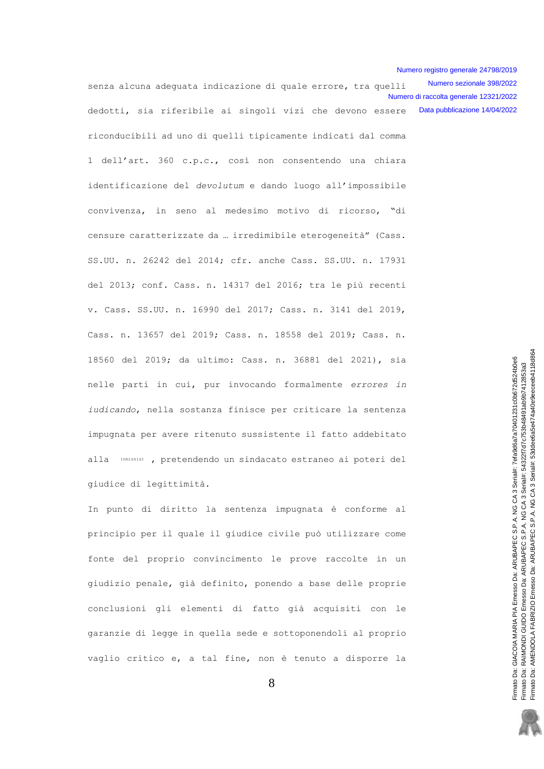senza alcuna adeguata indicazione di quale errore, tra quelli dedotti, sia riferibile ai singoli vizi che devono essere riconducibili ad uno di quelli tipicamente indicati dal comma 1 dell'art. 360 c.p.c., così non consentendo una chiara identificazione del *devolutum* e dando luogo all'impossibile convivenza, in seno al medesimo motivo di ricorso, "di censure caratterizzate da … irredimibile eterogeneità" (Cass. SS.UU. n. 26242 del 2014; cfr. anche Cass. SS.UU. n. 17931 del 2013; conf. Cass. n. 14317 del 2016; tra le più recenti v. Cass. SS.UU. n. 16990 del 2017; Cass. n. 3141 del 2019, Cass. n. 13657 del 2019; Cass. n. 18558 del 2019; Cass. n. 18560 del 2019; da ultimo: Cass. n. 36881 del 2021), sia nelle parti in cui, pur invocando formalmente *errores in iudicando*, nella sostanza finisce per criticare la sentenza impugnata per avere ritenuto sussistente il fatto addebitato alla (omissis) , pretendendo un sindacato estraneo ai poteri del giudice di legittimità.

In punto di diritto la sentenza impugnata è conforme al principio per il quale il giudice civile può utilizzare come fonte del proprio convincimento le prove raccolte in un giudizio penale, già definito, ponendo a base delle proprie conclusioni gli elementi di fatto già acquisiti con le garanzie di legge in quella sede e sottoponendoli al proprio vaglio critico e, a tal fine, non è tenuto a disporre la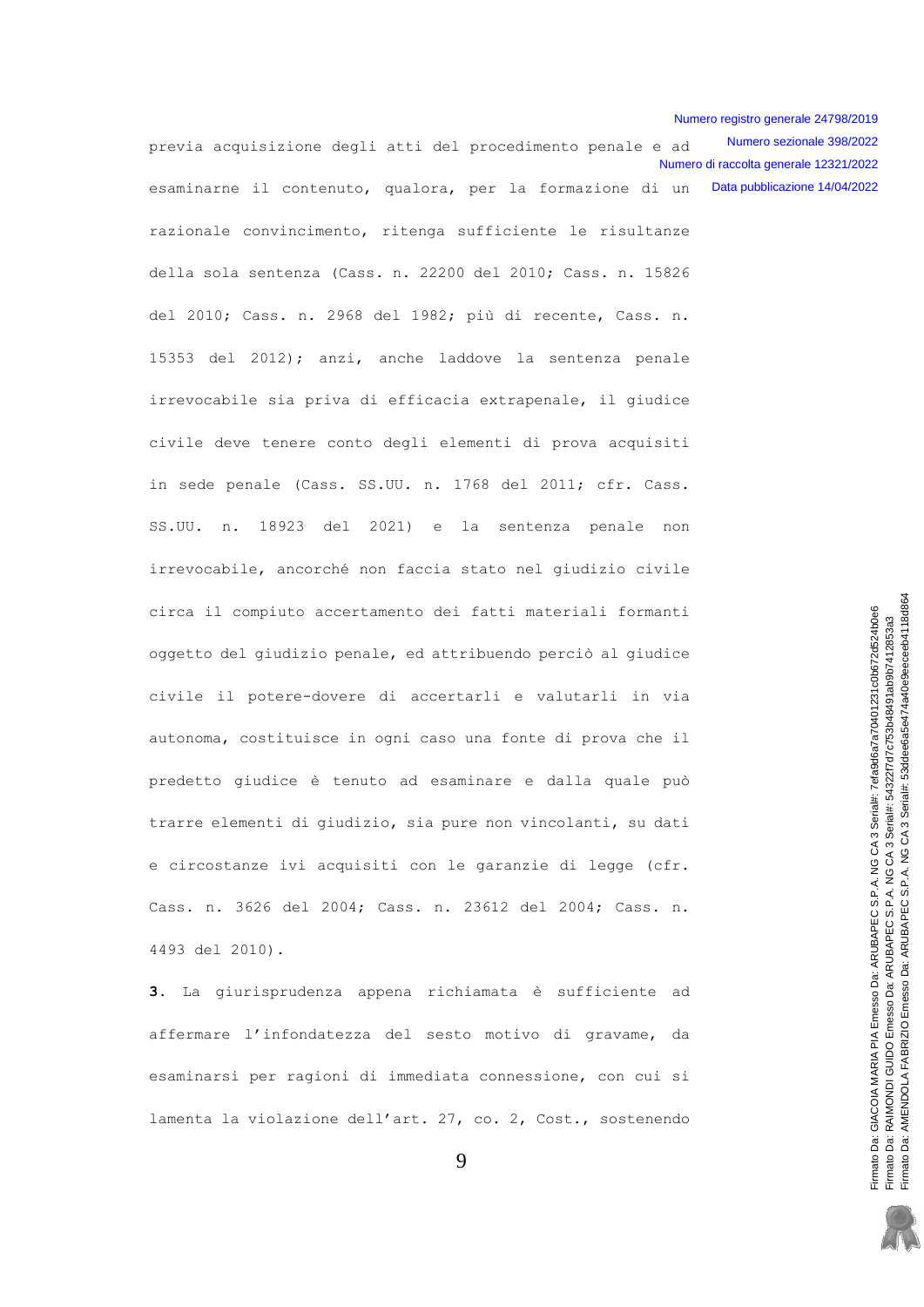previa acquisizione degli atti del procedimento penale e ad esaminarne il contenuto, qualora, per la formazione di un razionale convincimento, ritenga sufficiente le risultanze della sola sentenza (Cass. n. 22200 del 2010; Cass. n. 15826 del 2010; Cass. n. 2968 del 1982; più di recente, Cass. n. 15353 del 2012); anzi, anche laddove la sentenza penale irrevocabile sia priva di efficacia extrapenale, il giudice civile deve tenere conto degli elementi di prova acquisiti in sede penale (Cass. SS.UU. n. 1768 del 2011; cfr. Cass. SS.UU. n. 18923 del 2021) e la sentenza penale non irrevocabile, ancorché non faccia stato nel giudizio civile circa il compiuto accertamento dei fatti materiali formanti oggetto del giudizio penale, ed attribuendo perciò al giudice civile il potere-dovere di accertarli e valutarli in via autonoma, costituisce in ogni caso una fonte di prova che il predetto giudice è tenuto ad esaminare e dalla quale può trarre elementi di giudizio, sia pure non vincolanti, su dati e circostanze ivi acquisiti con le garanzie di legge (cfr. Cass. n. 3626 del 2004; Cass. n. 23612 del 2004; Cass. n. 4493 del 2010).

**3.** La giurisprudenza appena richiamata è sufficiente ad affermare l'infondatezza del sesto motivo di gravame, da esaminarsi per ragioni di immediata connessione, con cui si lamenta la violazione dell'art. 27, co. 2, Cost., sostenendo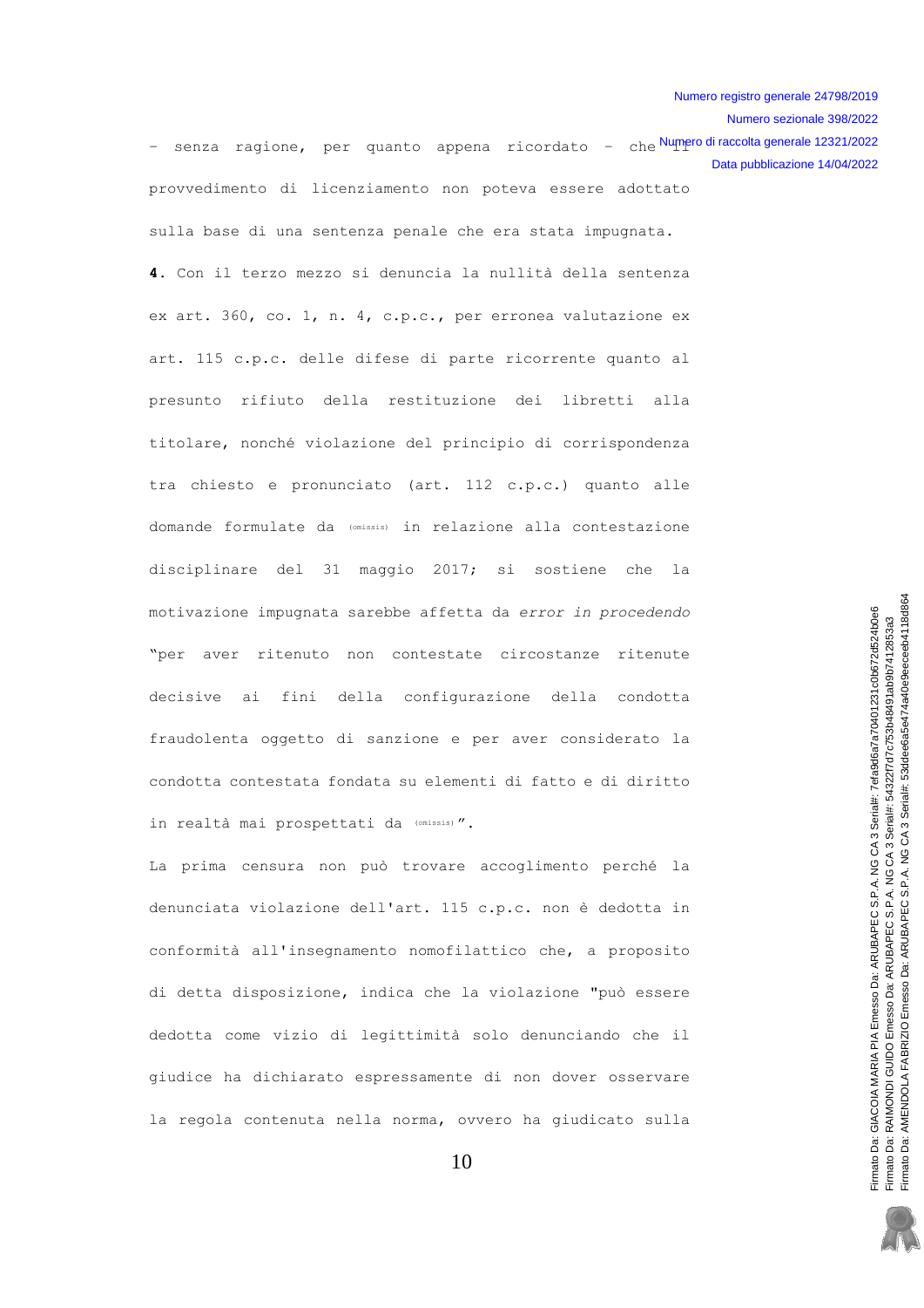– senza ragione, per quanto appena ricordato – che il provvedimento di licenziamento non poteva essere adottato sulla base di una sentenza penale che era stata impugnata.

**4.** Con il terzo mezzo si denuncia la nullità della sentenza ex art. 360, co. 1, n. 4, c.p.c., per erronea valutazione ex art. 115 c.p.c. delle difese di parte ricorrente quanto al presunto rifiuto della restituzione dei libretti alla titolare, nonché violazione del principio di corrispondenza tra chiesto e pronunciato (art. 112 c.p.c.) quanto alle domande formulate da (omissis) in relazione alla contestazione disciplinare del 31 maggio 2017; si sostiene che la motivazione impugnata sarebbe affetta da *error in procedendo* "per aver ritenuto non contestate circostanze ritenute decisive ai fini della configurazione della condotta fraudolenta oggetto di sanzione e per aver considerato la condotta contestata fondata su elementi di fatto e di diritto in realtà mai prospettati da (omissis)".

La prima censura non può trovare accoglimento perché la denunciata violazione dell'art. 115 c.p.c. non è dedotta in conformità all'insegnamento nomofilattico che, a proposito di detta disposizione, indica che la violazione "può essere dedotta come vizio di legittimità solo denunciando che il giudice ha dichiarato espressamente di non dover osservare la regola contenuta nella norma, ovvero ha giudicato sulla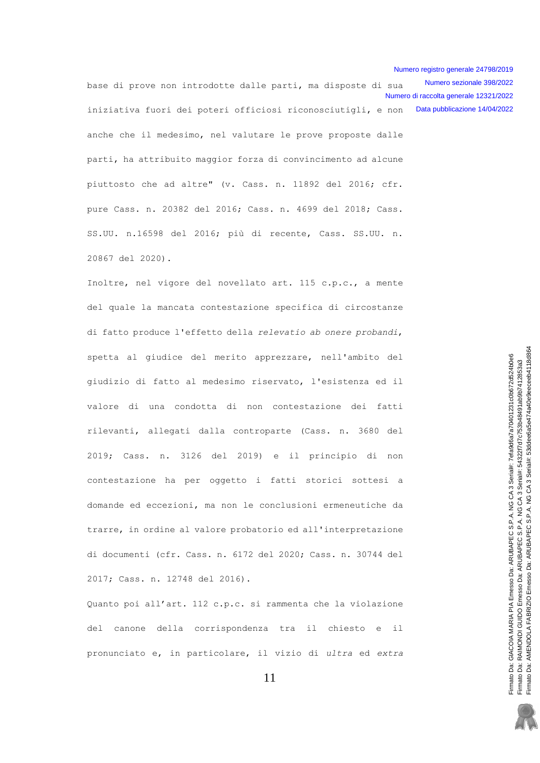base di prove non introdotte dalle parti, ma disposte di sua iniziativa fuori dei poteri officiosi riconosciutigli, e non anche che il medesimo, nel valutare le prove proposte dalle parti, ha attribuito maggior forza di convincimento ad alcune piuttosto che ad altre" (v. Cass. n. 11892 del 2016; cfr. pure Cass. n. 20382 del 2016; Cass. n. 4699 del 2018; Cass. SS.UU. n.16598 del 2016; più di recente, Cass. SS.UU. n. 20867 del 2020).

Inoltre, nel vigore del novellato art. 115 c.p.c., a mente del quale la mancata contestazione specifica di circostanze di fatto produce l'effetto della *relevatio ab onere probandi*, spetta al giudice del merito apprezzare, nell'ambito del giudizio di fatto al medesimo riservato, l'esistenza ed il valore di una condotta di non contestazione dei fatti rilevanti, allegati dalla controparte (Cass. n. 3680 del 2019; Cass. n. 3126 del 2019) e il principio di non contestazione ha per oggetto i fatti storici sottesi a domande ed eccezioni, ma non le conclusioni ermeneutiche da trarre, in ordine al valore probatorio ed all'interpretazione di documenti (cfr. Cass. n. 6172 del 2020; Cass. n. 30744 del 2017; Cass. n. 12748 del 2016).

Quanto poi all'art. 112 c.p.c. si rammenta che la violazione del canone della corrispondenza tra il chiesto e il pronunciato e, in particolare, il vizio di *ultra* ed *extra*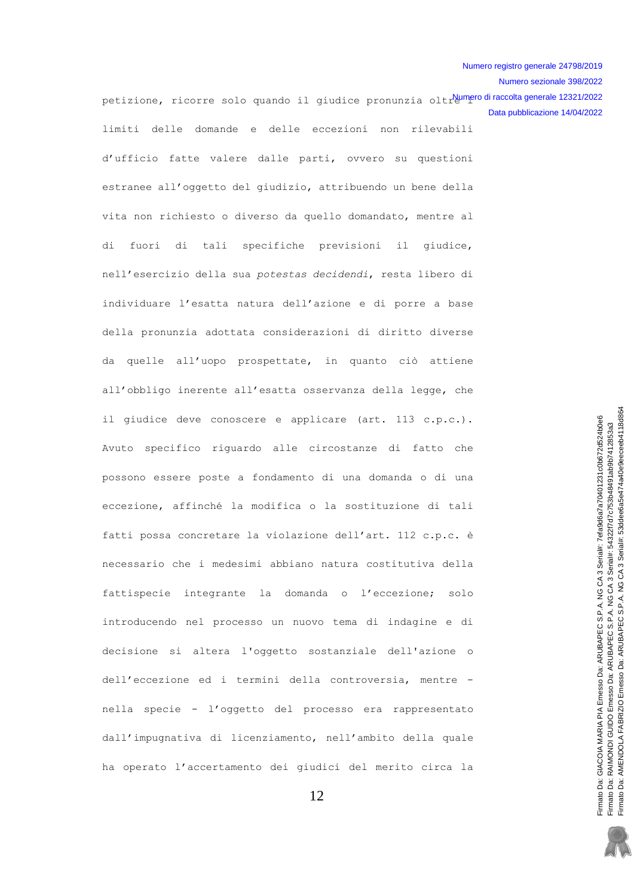petizione, ricorre solo quando il giudice pronunzia oltre i limiti delle domande e delle eccezioni non rilevabili d'ufficio fatte valere dalle parti, ovvero su questioni estranee all'oggetto del giudizio, attribuendo un bene della vita non richiesto o diverso da quello domandato, mentre al di fuori di tali specifiche previsioni il giudice, nell'esercizio della sua *potestas decidendi*, resta libero di individuare l'esatta natura dell'azione e di porre a base della pronunzia adottata considerazioni di diritto diverse da quelle all'uopo prospettate, in quanto ciò attiene all'obbligo inerente all'esatta osservanza della legge, che il giudice deve conoscere e applicare (art. 113 c.p.c.). Avuto specifico riguardo alle circostanze di fatto che possono essere poste a fondamento di una domanda o di una eccezione, affinché la modifica o la sostituzione di tali fatti possa concretare la violazione dell'art. 112 c.p.c. è necessario che i medesimi abbiano natura costitutiva della fattispecie integrante la domanda o l'eccezione; solo introducendo nel processo un nuovo tema di indagine e di decisione si altera l'oggetto sostanziale dell'azione o dell'eccezione ed i termini della controversia, mentre - nella specie - l'oggetto del processo era rappresentato dall'impugnativa di licenziamento, nell'ambito della quale ha operato l'accertamento dei giudici del merito circa la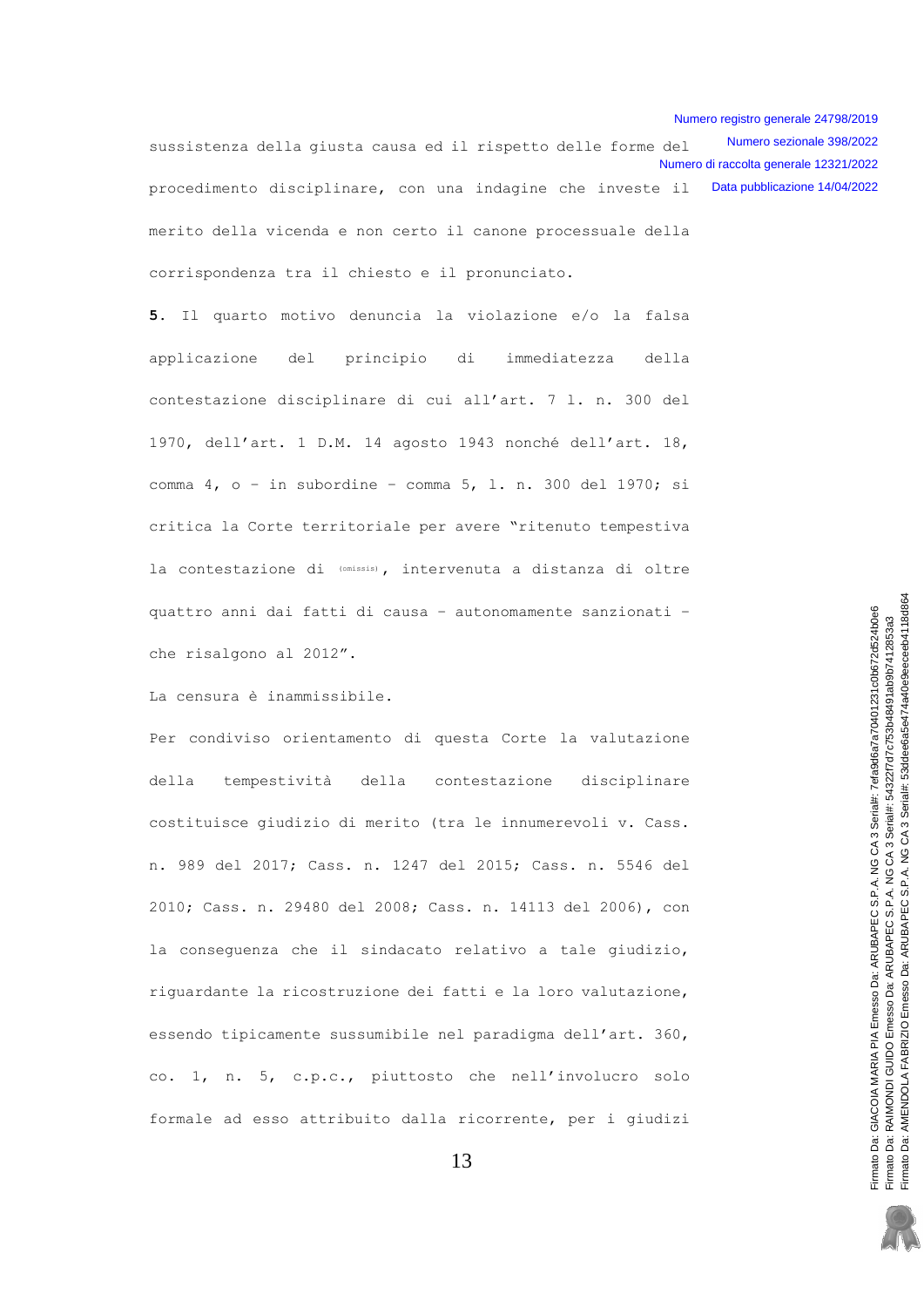sussistenza della giusta causa ed il rispetto delle forme del procedimento disciplinare, con una indagine che investe il merito della vicenda e non certo il canone processuale della corrispondenza tra il chiesto e il pronunciato.

**5.** Il quarto motivo denuncia la violazione e/o la falsa applicazione del principio di immediatezza della contestazione disciplinare di cui all'art. 7 l. n. 300 del 1970, dell'art. 1 D.M. 14 agosto 1943 nonché dell'art. 18, comma 4, o – in subordine – comma 5, l. n. 300 del 1970; si critica la Corte territoriale per avere "ritenuto tempestiva la contestazione di (omissis), intervenuta a distanza di oltre quattro anni dai fatti di causa – autonomamente sanzionati – che risalgono al 2012".

La censura è inammissibile.

Per condiviso orientamento di questa Corte la valutazione della tempestività della contestazione disciplinare costituisce giudizio di merito (tra le innumerevoli v. Cass. n. 989 del 2017; Cass. n. 1247 del 2015; Cass. n. 5546 del 2010; Cass. n. 29480 del 2008; Cass. n. 14113 del 2006), con la conseguenza che il sindacato relativo a tale giudizio, riguardante la ricostruzione dei fatti e la loro valutazione, essendo tipicamente sussumibile nel paradigma dell'art. 360, co. 1, n. 5, c.p.c., piuttosto che nell'involucro solo formale ad esso attribuito dalla ricorrente, per i giudizi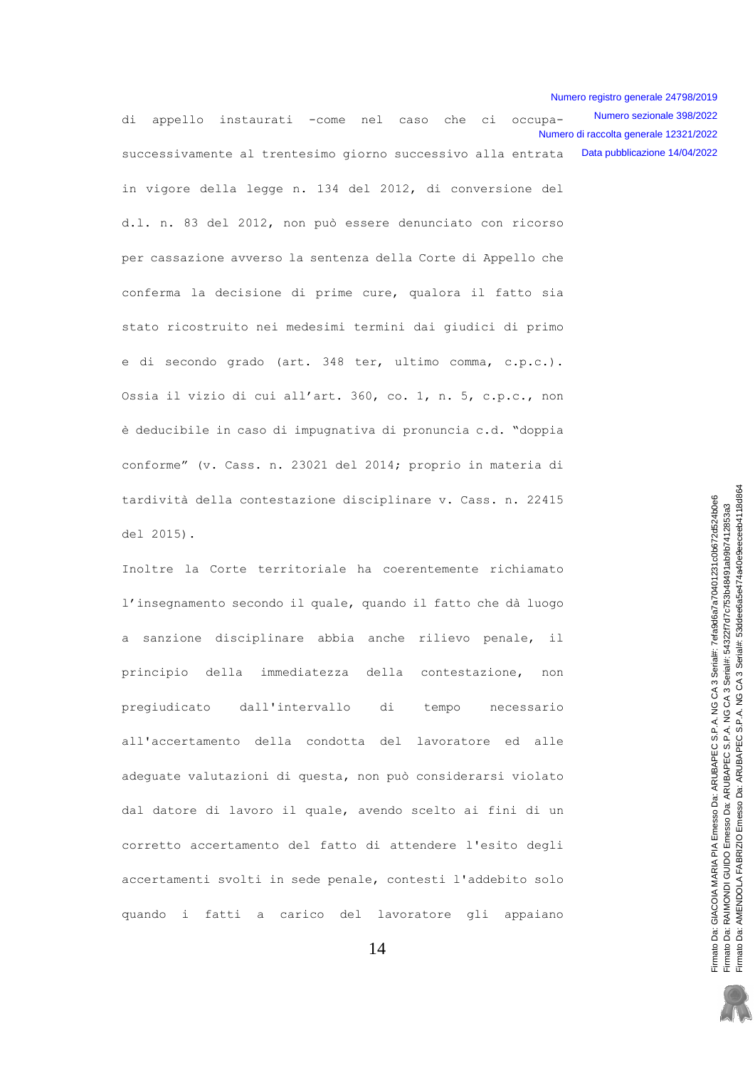di appello instaurati -come nel caso che ci occupa- successivamente al trentesimo giorno successivo alla entrata in vigore della legge n. 134 del 2012, di conversione del d.l. n. 83 del 2012, non può essere denunciato con ricorso per cassazione avverso la sentenza della Corte di Appello che conferma la decisione di prime cure, qualora il fatto sia stato ricostruito nei medesimi termini dai giudici di primo e di secondo grado (art. 348 ter, ultimo comma, c.p.c.). Ossia il vizio di cui all'art. 360, co. 1, n. 5, c.p.c., non è deducibile in caso di impugnativa di pronuncia c.d. "doppia conforme" (v. Cass. n. 23021 del 2014; proprio in materia di tardività della contestazione disciplinare v. Cass. n. 22415 del 2015).

Inoltre la Corte territoriale ha coerentemente richiamato l'insegnamento secondo il quale, quando il fatto che dà luogo a sanzione disciplinare abbia anche rilievo penale, il principio della immediatezza della contestazione, non pregiudicato dall'intervallo di tempo necessario all'accertamento della condotta del lavoratore ed alle adeguate valutazioni di questa, non può considerarsi violato dal datore di lavoro il quale, avendo scelto ai fini di un corretto accertamento del fatto di attendere l'esito degli accertamenti svolti in sede penale, contesti l'addebito solo quando i fatti a carico del lavoratore gli appaiano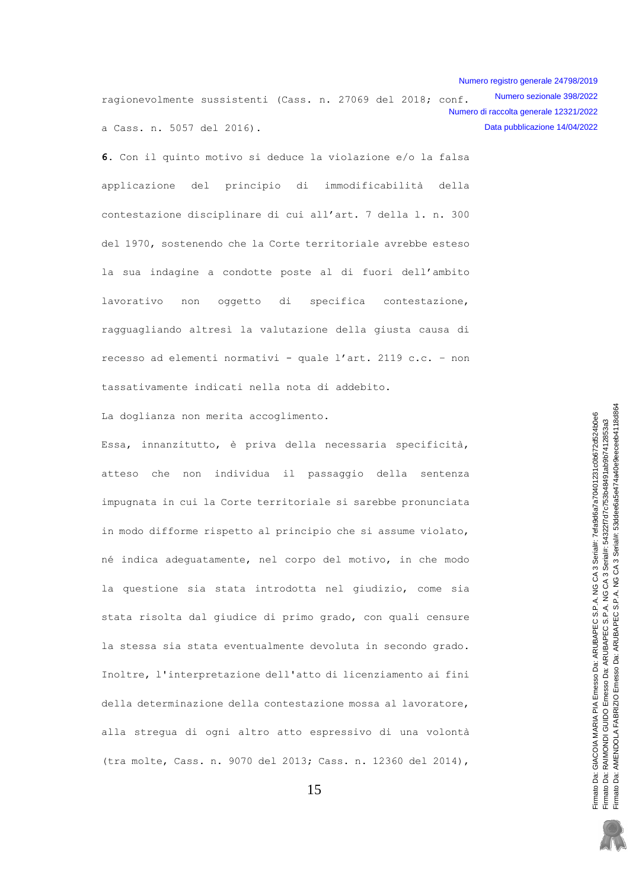ragionevolmente sussistenti (Cass. n. 27069 del 2018; conf. a Cass. n. 5057 del 2016).

**6.** Con il quinto motivo si deduce la violazione e/o la falsa applicazione del principio di immodificabilità della contestazione disciplinare di cui all'art. 7 della l. n. 300 del 1970, sostenendo che la Corte territoriale avrebbe esteso la sua indagine a condotte poste al di fuori dell'ambito lavorativo non oggetto di specifica contestazione, ragguagliando altresì la valutazione della giusta causa di recesso ad elementi normativi - quale l'art. 2119 c.c. - non tassativamente indicati nella nota di addebito.

La doglianza non merita accoglimento.

Essa, innanzitutto, è priva della necessaria specificità, atteso che non individua il passaggio della sentenza impugnata in cui la Corte territoriale si sarebbe pronunciata in modo difforme rispetto al principio che si assume violato, né indica adeguatamente, nel corpo del motivo, in che modo la questione sia stata introdotta nel giudizio, come sia stata risolta dal giudice di primo grado, con quali censure la stessa sia stata eventualmente devoluta in secondo grado. Inoltre, l'interpretazione dell'atto di licenziamento ai fini della determinazione della contestazione mossa al lavoratore, alla stregua di ogni altro atto espressivo di una volontà (tra molte, Cass. n. 9070 del 2013; Cass. n. 12360 del 2014),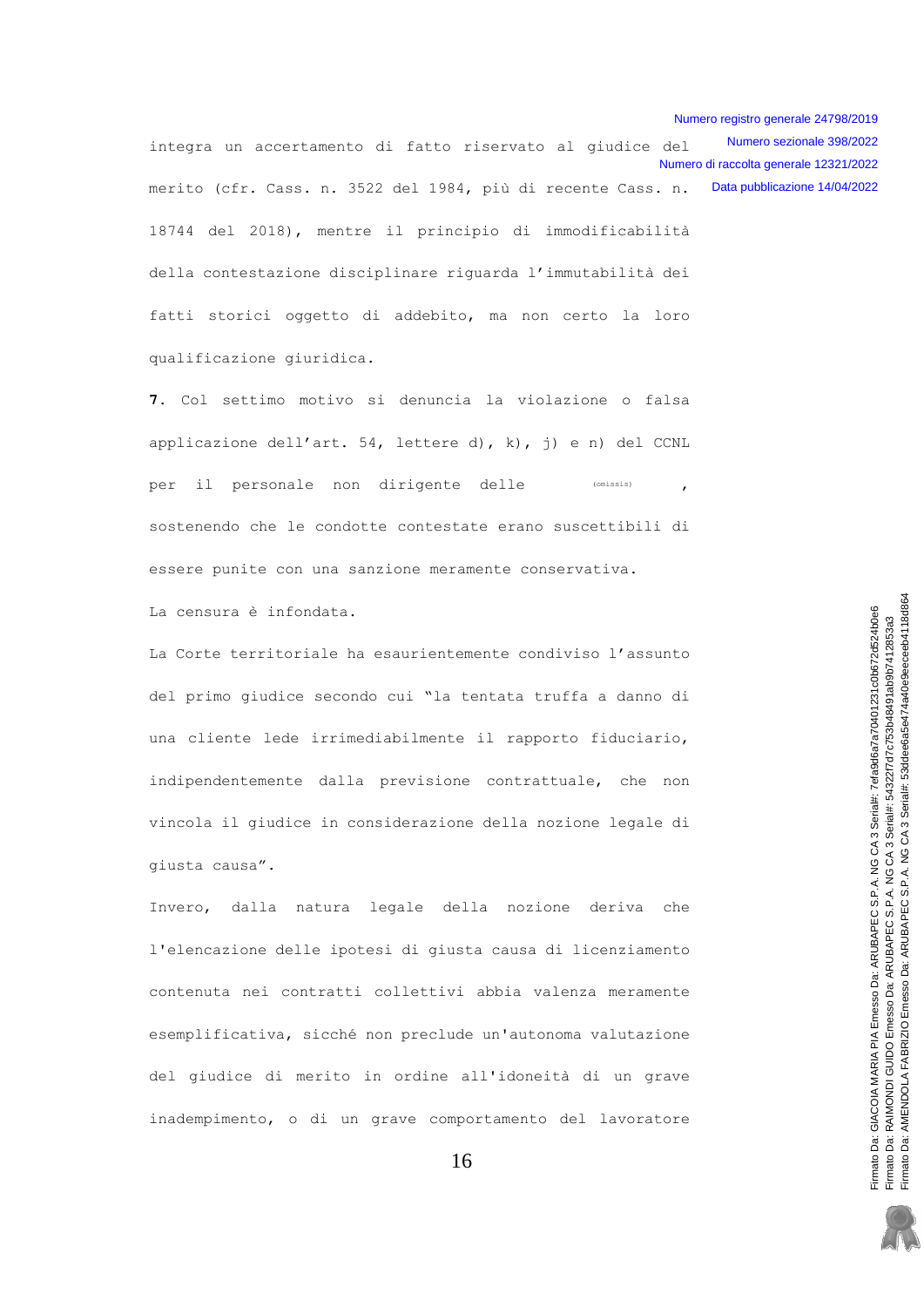integra un accertamento di fatto riservato al giudice del merito (cfr. Cass. n. 3522 del 1984, più di recente Cass. n. 18744 del 2018), mentre il principio di immodificabilità della contestazione disciplinare riguarda l'immutabilità dei fatti storici oggetto di addebito, ma non certo la loro qualificazione giuridica.

**7.** Col settimo motivo si denuncia la violazione o falsa applicazione dell'art. 54, lettere d), k), j) e n) del CCNL per il personale non dirigente delle (omissis), sostenendo che le condotte contestate erano suscettibili di essere punite con una sanzione meramente conservativa.

La censura è infondata.

La Corte territoriale ha esaurientemente condiviso l'assunto del primo giudice secondo cui "la tentata truffa a danno di una cliente lede irrimediabilmente il rapporto fiduciario, indipendentemente dalla previsione contrattuale, che non vincola il giudice in considerazione della nozione legale di giusta causa".

Invero, dalla natura legale della nozione deriva che l'elencazione delle ipotesi di giusta causa di licenziamento contenuta nei contratti collettivi abbia valenza meramente esemplificativa, sicché non preclude un'autonoma valutazione del giudice di merito in ordine all'idoneità di un grave inadempimento, o di un grave comportamento del lavoratore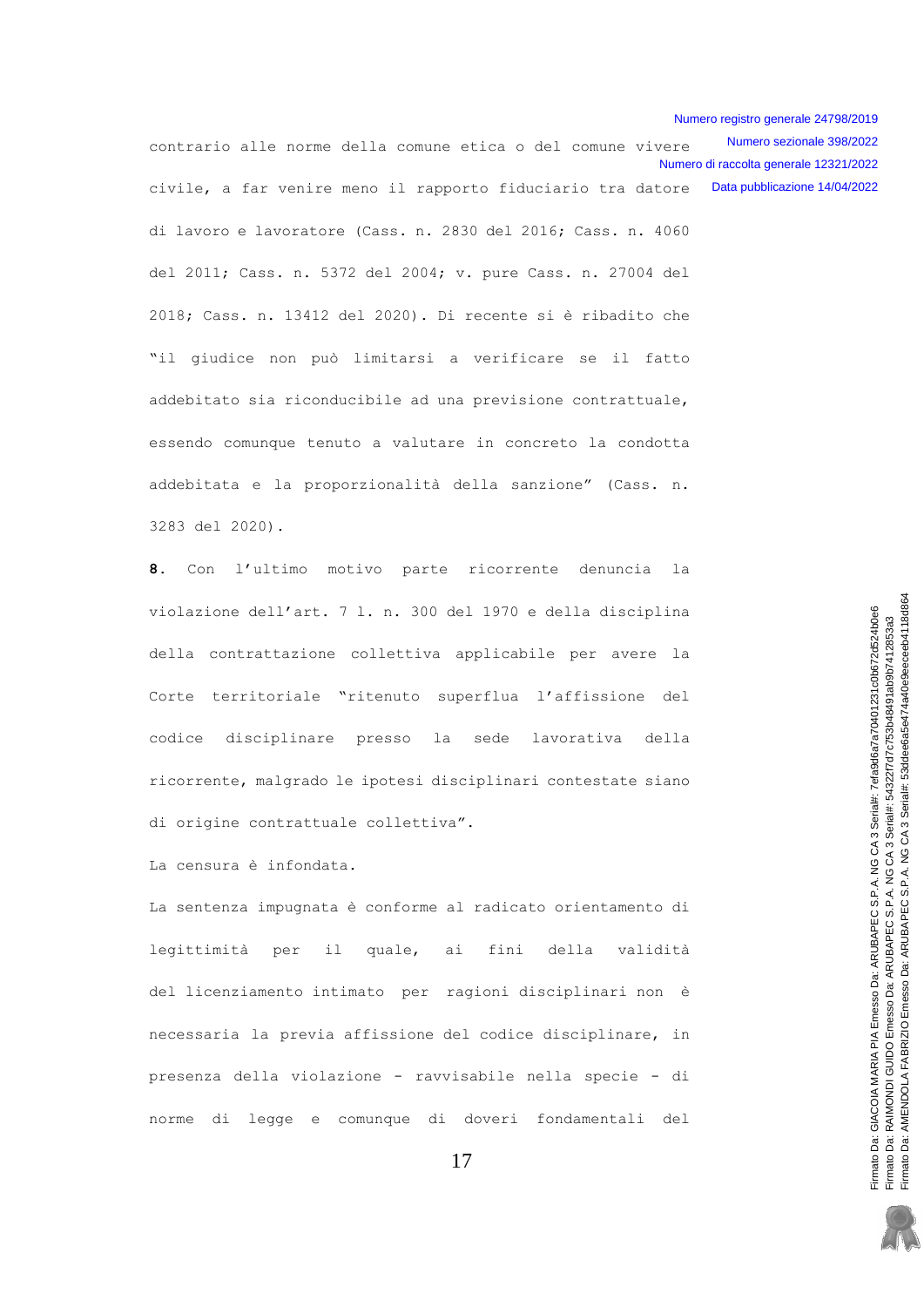contrario alle norme della comune etica o del comune vivere civile, a far venire meno il rapporto fiduciario tra datore di lavoro e lavoratore (Cass. n. 2830 del 2016; Cass. n. 4060 del 2011; Cass. n. 5372 del 2004; v. pure Cass. n. 27004 del 2018; Cass. n. 13412 del 2020). Di recente si è ribadito che "il giudice non può limitarsi a verificare se il fatto addebitato sia riconducibile ad una previsione contrattuale, essendo comunque tenuto a valutare in concreto la condotta addebitata e la proporzionalità della sanzione" (Cass. n. 3283 del 2020).

**8.** Con l'ultimo motivo parte ricorrente denuncia la violazione dell'art. 7 l. n. 300 del 1970 e della disciplina della contrattazione collettiva applicabile per avere la Corte territoriale "ritenuto superflua l'affissione del codice disciplinare presso la sede lavorativa della ricorrente, malgrado le ipotesi disciplinari contestate siano di origine contrattuale collettiva".

La censura è infondata.

La sentenza impugnata è conforme al radicato orientamento di legittimità per il quale, ai fini della validità del licenziamento intimato per ragioni disciplinari non è necessaria la previa affissione del codice disciplinare, in presenza della violazione - ravvisabile nella specie - di norme di legge e comunque di doveri fondamentali del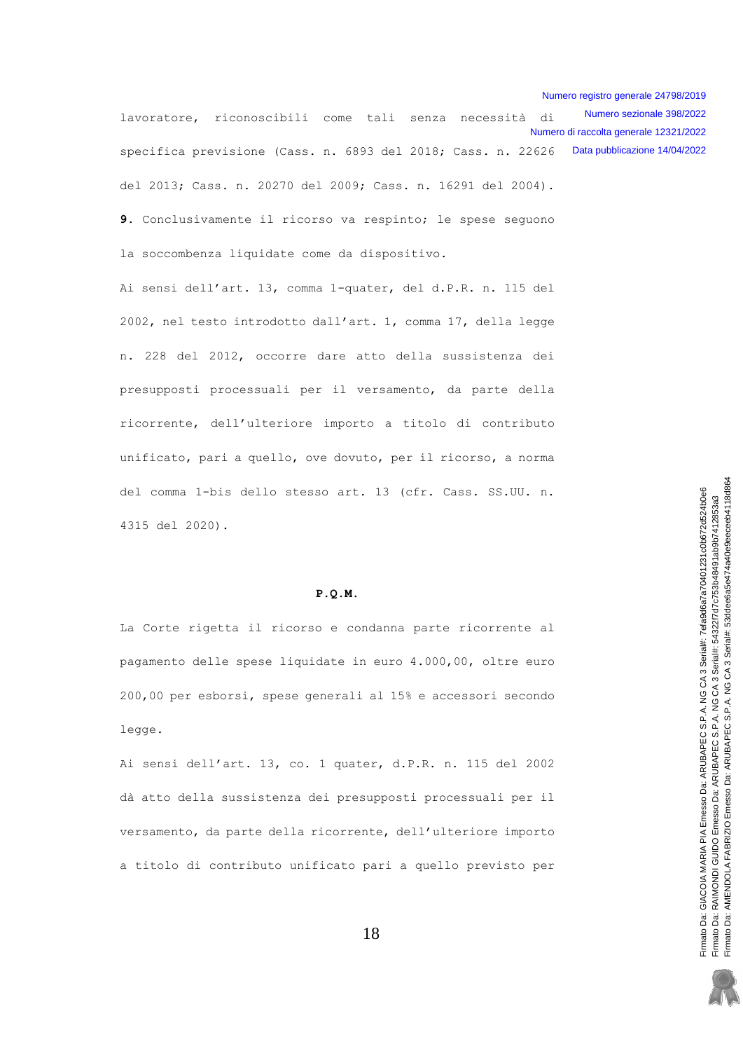lavoratore, riconoscibili come tali senza necessità di specifica previsione (Cass. n. 6893 del 2018; Cass. n. 22626 del 2013; Cass. n. 20270 del 2009; Cass. n. 16291 del 2004).

**9.** Conclusivamente il ricorso va respinto; le spese seguono la soccombenza liquidate come da dispositivo.

Ai sensi dell'art. 13, comma 1-quater, del d.P.R. n. 115 del 2002, nel testo introdotto dall'art. 1, comma 17, della legge n. 228 del 2012, occorre dare atto della sussistenza dei presupposti processuali per il versamento, da parte della ricorrente, dell'ulteriore importo a titolo di contributo unificato, pari a quello, ove dovuto, per il ricorso, a norma del comma 1-bis dello stesso art. 13 (cfr. Cass. SS.UU. n. 4315 del 2020).

**P.Q.M.**

La Corte rigetta il ricorso e condanna parte ricorrente al pagamento delle spese liquidate in euro 4.000,00, oltre euro 200,00 per esborsi, spese generali al 15% e accessori secondo legge.

Ai sensi dell'art. 13, co. 1 quater, d.P.R. n. 115 del 2002 dà atto della sussistenza dei presupposti processuali per il versamento, da parte della ricorrente, dell'ulteriore importo a titolo di contributo unificato pari a quello previsto per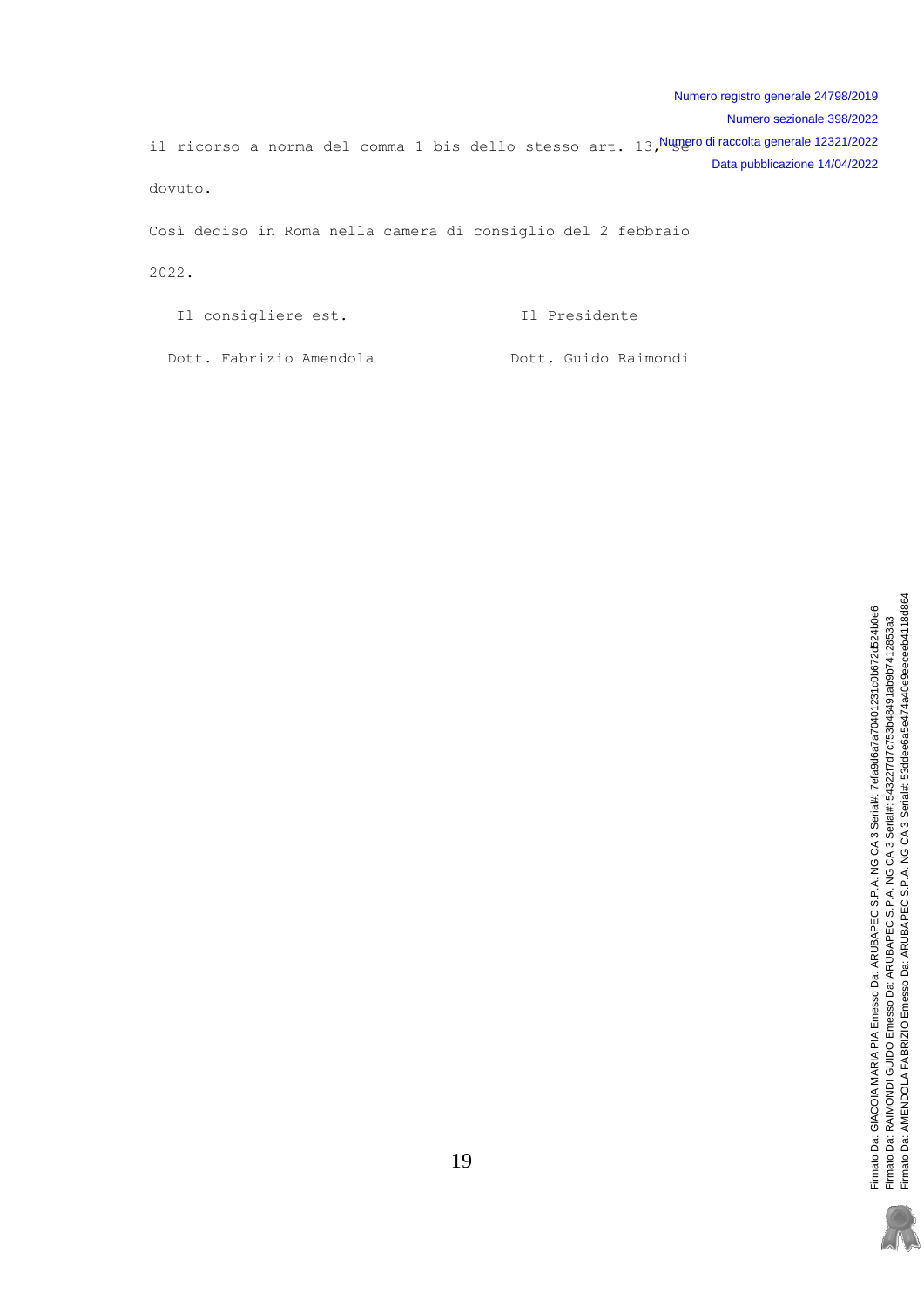il ricorso a norma del comma 1 bis dello stesso art. 13, se dovuto.

Così deciso in Roma nella camera di consiglio del 2 febbraio 2022.

Il consigliere est.

Dott. Fabrizio Amendola

Il Presidente

Dott. Guido Raimondi